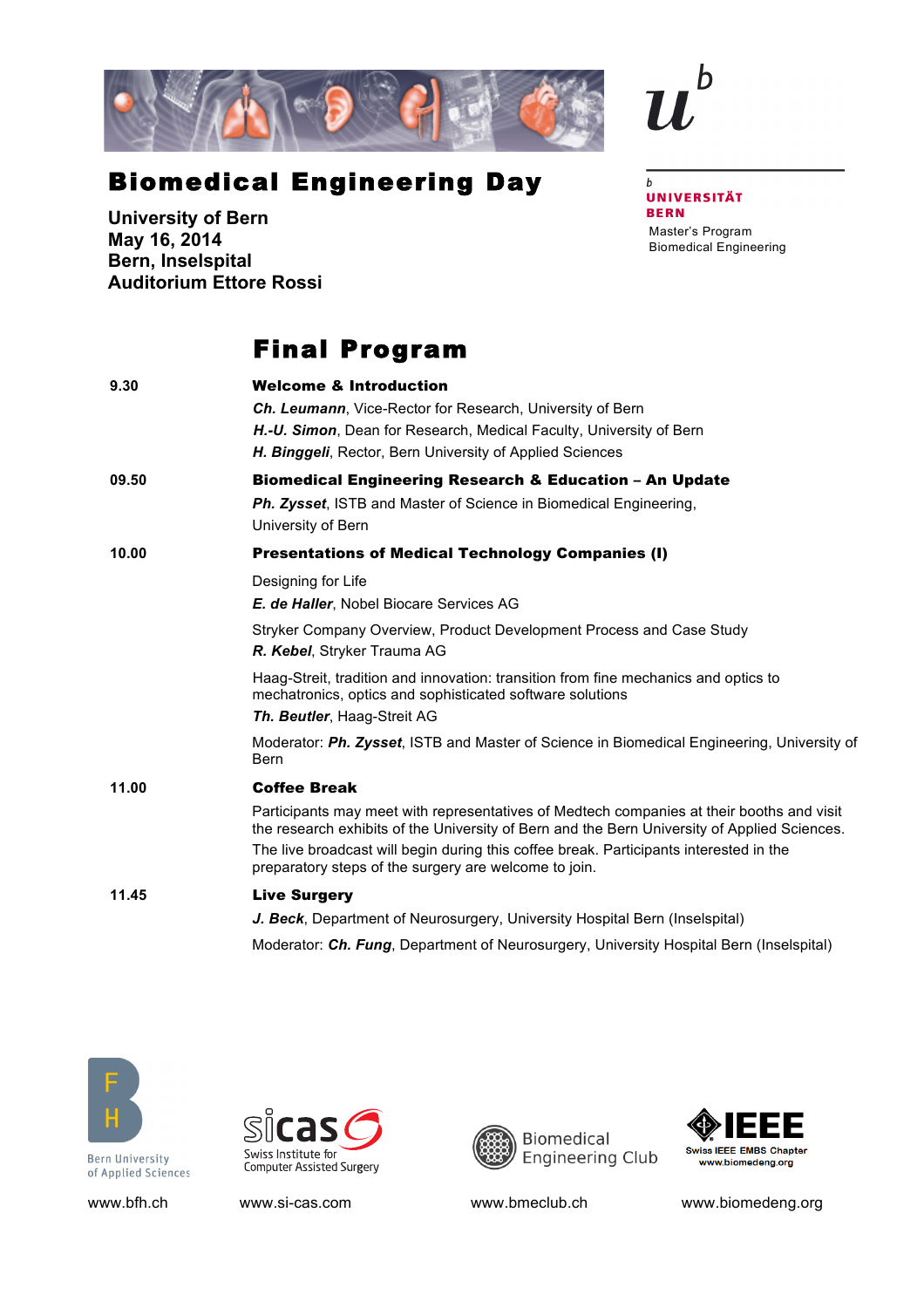# Biomedical Engineering Day

**University of Bern**
**May 16, 2014**
**Bern, Inselspital**
**Auditorium Ettore Rossi**

b UNIVERSITÄT BERN
Master's Program
Biomedical Engineering

## Final Program

**9.30** — **Welcome & Introduction**

***Ch. Leumann***, Vice-Rector for Research, University of Bern

***H.-U. Simon***, Dean for Research, Medical Faculty, University of Bern

***H. Binggeli***, Rector, Bern University of Applied Sciences

**09.50** — **Biomedical Engineering Research & Education – An Update**

***Ph. Zysset***, ISTB and Master of Science in Biomedical Engineering, University of Bern

**10.00** — **Presentations of Medical Technology Companies (I)**

Designing for Life
***E. de Haller***, Nobel Biocare Services AG

Stryker Company Overview, Product Development Process and Case Study
***R. Kebel***, Stryker Trauma AG

Haag-Streit, tradition and innovation: transition from fine mechanics and optics to mechatronics, optics and sophisticated software solutions
***Th. Beutler***, Haag-Streit AG

Moderator: ***Ph. Zysset***, ISTB and Master of Science in Biomedical Engineering, University of Bern

**11.00** — **Coffee Break**

Participants may meet with representatives of Medtech companies at their booths and visit the research exhibits of the University of Bern and the Bern University of Applied Sciences. The live broadcast will begin during this coffee break. Participants interested in the preparatory steps of the surgery are welcome to join.

**11.45** — **Live Surgery**

***J. Beck***, Department of Neurosurgery, University Hospital Bern (Inselspital)

Moderator: ***Ch. Fung***, Department of Neurosurgery, University Hospital Bern (Inselspital)

Bern University of Applied Sciences — www.bfh.ch

sicas Swiss Institute for Computer Assisted Surgery — www.si-cas.com

Biomedical Engineering Club — www.bmeclub.ch

IEEE Swiss IEEE EMBS Chapter www.biomedeng.org — www.biomedeng.org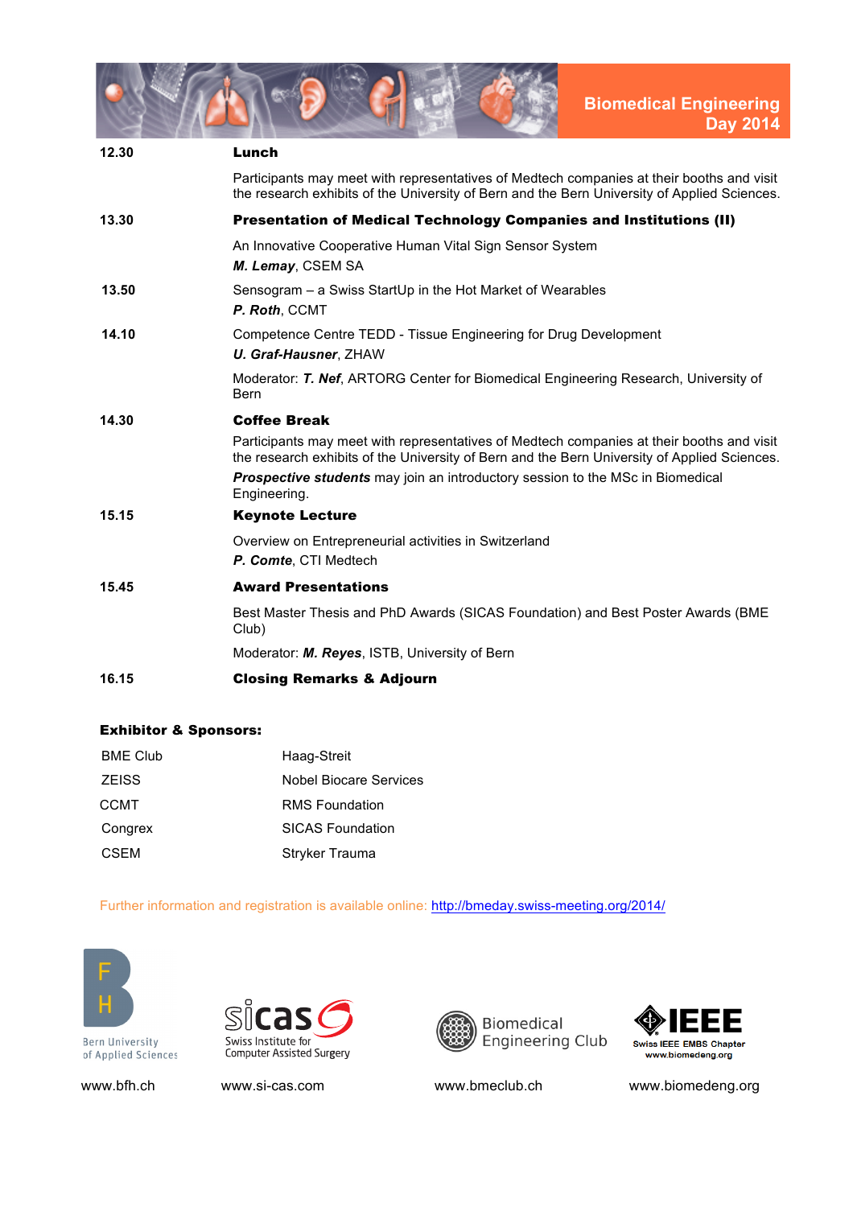**Biomedical Engineering Day 2014**

| | |
|---|---|
| 12.30 | **Lunch** |
| | Participants may meet with representatives of Medtech companies at their booths and visit the research exhibits of the University of Bern and the Bern University of Applied Sciences. |
| 13.30 | **Presentation of Medical Technology Companies and Institutions (II)** |
| | An Innovative Cooperative Human Vital Sign Sensor System<br>***M. Lemay***, CSEM SA |
| 13.50 | Sensogram – a Swiss StartUp in the Hot Market of Wearables<br>***P. Roth***, CCMT |
| 14.10 | Competence Centre TEDD - Tissue Engineering for Drug Development<br>***U. Graf-Hausner***, ZHAW |
| | Moderator: ***T. Nef***, ARTORG Center for Biomedical Engineering Research, University of Bern |
| 14.30 | **Coffee Break** |
| | Participants may meet with representatives of Medtech companies at their booths and visit the research exhibits of the University of Bern and the Bern University of Applied Sciences.<br>***Prospective students*** may join an introductory session to the MSc in Biomedical Engineering. |
| 15.15 | **Keynote Lecture** |
| | Overview on Entrepreneurial activities in Switzerland<br>***P. Comte***, CTI Medtech |
| 15.45 | **Award Presentations** |
| | Best Master Thesis and PhD Awards (SICAS Foundation) and Best Poster Awards (BME Club) |
| | Moderator: ***M. Reyes***, ISTB, University of Bern |
| 16.15 | **Closing Remarks & Adjourn** |

**Exhibitor & Sponsors:**

| | |
|---|---|
| BME Club | Haag-Streit |
| ZEISS | Nobel Biocare Services |
| CCMT | RMS Foundation |
| Congrex | SICAS Foundation |
| CSEM | Stryker Trauma |

Further information and registration is available online: http://bmeday.swiss-meeting.org/2014/

Bern University of Applied Sciences — www.bfh.ch

sicas Swiss Institute for Computer Assisted Surgery — www.si-cas.com

Biomedical Engineering Club — www.bmeclub.ch

IEEE Swiss IEEE EMBS Chapter www.biomedeng.org — www.biomedeng.org